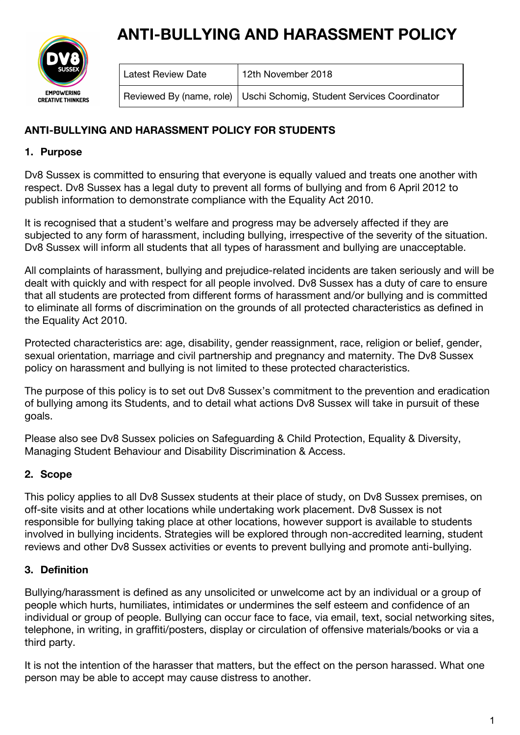# ANTI-BULLYING AND HARASSMENT POLICY

| Latest Review Date | 12th November 2018 |
| --- | --- |
| Reviewed By (name, role) | Uschi Schomig, Student Services Coordinator |

## ANTI-BULLYING AND HARASSMENT POLICY FOR STUDENTS

### 1. Purpose

Dv8 Sussex is committed to ensuring that everyone is equally valued and treats one another with respect. Dv8 Sussex has a legal duty to prevent all forms of bullying and from 6 April 2012 to publish information to demonstrate compliance with the Equality Act 2010.

It is recognised that a student's welfare and progress may be adversely affected if they are subjected to any form of harassment, including bullying, irrespective of the severity of the situation. Dv8 Sussex will inform all students that all types of harassment and bullying are unacceptable.

All complaints of harassment, bullying and prejudice-related incidents are taken seriously and will be dealt with quickly and with respect for all people involved. Dv8 Sussex has a duty of care to ensure that all students are protected from different forms of harassment and/or bullying and is committed to eliminate all forms of discrimination on the grounds of all protected characteristics as defined in the Equality Act 2010.

Protected characteristics are: age, disability, gender reassignment, race, religion or belief, gender, sexual orientation, marriage and civil partnership and pregnancy and maternity. The Dv8 Sussex policy on harassment and bullying is not limited to these protected characteristics.

The purpose of this policy is to set out Dv8 Sussex's commitment to the prevention and eradication of bullying among its Students, and to detail what actions Dv8 Sussex will take in pursuit of these goals.

Please also see Dv8 Sussex policies on Safeguarding & Child Protection, Equality & Diversity, Managing Student Behaviour and Disability Discrimination & Access.

### 2. Scope

This policy applies to all Dv8 Sussex students at their place of study, on Dv8 Sussex premises, on off-site visits and at other locations while undertaking work placement. Dv8 Sussex is not responsible for bullying taking place at other locations, however support is available to students involved in bullying incidents. Strategies will be explored through non-accredited learning, student reviews and other Dv8 Sussex activities or events to prevent bullying and promote anti-bullying.

### 3. Definition

Bullying/harassment is defined as any unsolicited or unwelcome act by an individual or a group of people which hurts, humiliates, intimidates or undermines the self esteem and confidence of an individual or group of people. Bullying can occur face to face, via email, text, social networking sites, telephone, in writing, in graffiti/posters, display or circulation of offensive materials/books or via a third party.

It is not the intention of the harasser that matters, but the effect on the person harassed. What one person may be able to accept may cause distress to another.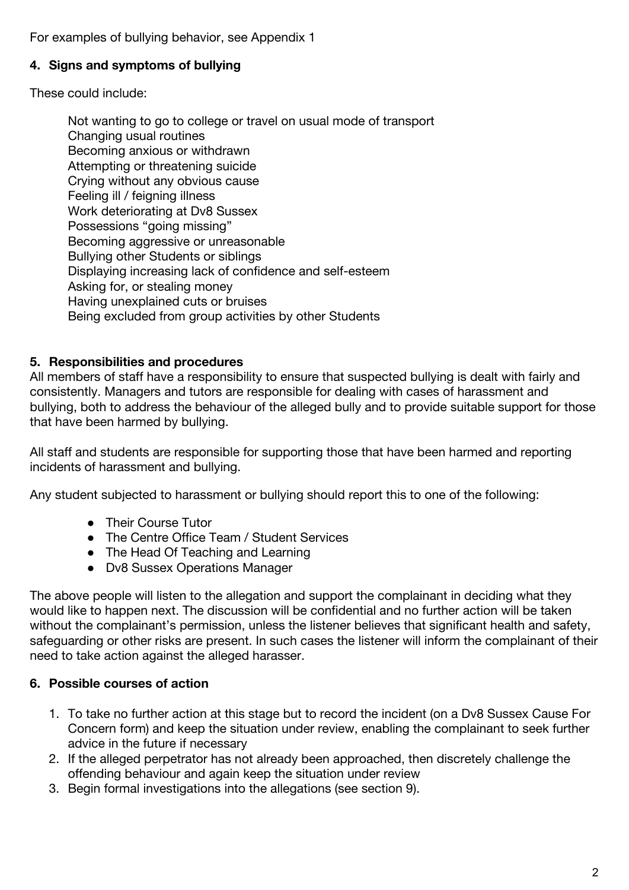For examples of bullying behavior, see Appendix 1

## 4. Signs and symptoms of bullying

These could include:

Not wanting to go to college or travel on usual mode of transport
Changing usual routines
Becoming anxious or withdrawn
Attempting or threatening suicide
Crying without any obvious cause
Feeling ill / feigning illness
Work deteriorating at Dv8 Sussex
Possessions "going missing"
Becoming aggressive or unreasonable
Bullying other Students or siblings
Displaying increasing lack of confidence and self-esteem
Asking for, or stealing money
Having unexplained cuts or bruises
Being excluded from group activities by other Students

## 5. Responsibilities and procedures

All members of staff have a responsibility to ensure that suspected bullying is dealt with fairly and consistently. Managers and tutors are responsible for dealing with cases of harassment and bullying, both to address the behaviour of the alleged bully and to provide suitable support for those that have been harmed by bullying.

All staff and students are responsible for supporting those that have been harmed and reporting incidents of harassment and bullying.

Any student subjected to harassment or bullying should report this to one of the following:

- Their Course Tutor
- The Centre Office Team / Student Services
- The Head Of Teaching and Learning
- Dv8 Sussex Operations Manager

The above people will listen to the allegation and support the complainant in deciding what they would like to happen next. The discussion will be confidential and no further action will be taken without the complainant's permission, unless the listener believes that significant health and safety, safeguarding or other risks are present. In such cases the listener will inform the complainant of their need to take action against the alleged harasser.

## 6. Possible courses of action

1. To take no further action at this stage but to record the incident (on a Dv8 Sussex Cause For Concern form) and keep the situation under review, enabling the complainant to seek further advice in the future if necessary
2. If the alleged perpetrator has not already been approached, then discretely challenge the offending behaviour and again keep the situation under review
3. Begin formal investigations into the allegations (see section 9).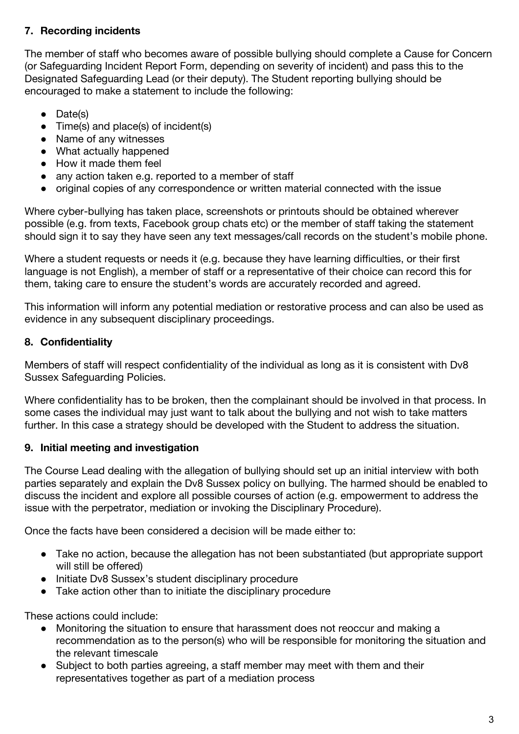## 7. Recording incidents

The member of staff who becomes aware of possible bullying should complete a Cause for Concern (or Safeguarding Incident Report Form, depending on severity of incident) and pass this to the Designated Safeguarding Lead (or their deputy). The Student reporting bullying should be encouraged to make a statement to include the following:

- Date(s)
- Time(s) and place(s) of incident(s)
- Name of any witnesses
- What actually happened
- How it made them feel
- any action taken e.g. reported to a member of staff
- original copies of any correspondence or written material connected with the issue

Where cyber-bullying has taken place, screenshots or printouts should be obtained wherever possible (e.g. from texts, Facebook group chats etc) or the member of staff taking the statement should sign it to say they have seen any text messages/call records on the student's mobile phone.

Where a student requests or needs it (e.g. because they have learning difficulties, or their first language is not English), a member of staff or a representative of their choice can record this for them, taking care to ensure the student's words are accurately recorded and agreed.

This information will inform any potential mediation or restorative process and can also be used as evidence in any subsequent disciplinary proceedings.

## 8. Confidentiality

Members of staff will respect confidentiality of the individual as long as it is consistent with Dv8 Sussex Safeguarding Policies.

Where confidentiality has to be broken, then the complainant should be involved in that process. In some cases the individual may just want to talk about the bullying and not wish to take matters further. In this case a strategy should be developed with the Student to address the situation.

## 9. Initial meeting and investigation

The Course Lead dealing with the allegation of bullying should set up an initial interview with both parties separately and explain the Dv8 Sussex policy on bullying. The harmed should be enabled to discuss the incident and explore all possible courses of action (e.g. empowerment to address the issue with the perpetrator, mediation or invoking the Disciplinary Procedure).

Once the facts have been considered a decision will be made either to:

- Take no action, because the allegation has not been substantiated (but appropriate support will still be offered)
- Initiate Dv8 Sussex's student disciplinary procedure
- Take action other than to initiate the disciplinary procedure

These actions could include:

- Monitoring the situation to ensure that harassment does not reoccur and making a recommendation as to the person(s) who will be responsible for monitoring the situation and the relevant timescale
- Subject to both parties agreeing, a staff member may meet with them and their representatives together as part of a mediation process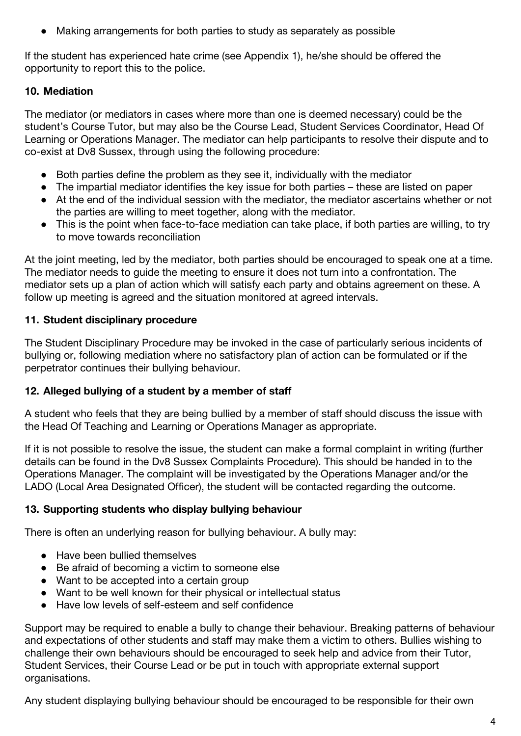- Making arrangements for both parties to study as separately as possible

If the student has experienced hate crime (see Appendix 1), he/she should be offered the opportunity to report this to the police.

### 10. Mediation

The mediator (or mediators in cases where more than one is deemed necessary) could be the student's Course Tutor, but may also be the Course Lead, Student Services Coordinator, Head Of Learning or Operations Manager. The mediator can help participants to resolve their dispute and to co-exist at Dv8 Sussex, through using the following procedure:

- Both parties define the problem as they see it, individually with the mediator
- The impartial mediator identifies the key issue for both parties – these are listed on paper
- At the end of the individual session with the mediator, the mediator ascertains whether or not the parties are willing to meet together, along with the mediator.
- This is the point when face-to-face mediation can take place, if both parties are willing, to try to move towards reconciliation

At the joint meeting, led by the mediator, both parties should be encouraged to speak one at a time. The mediator needs to guide the meeting to ensure it does not turn into a confrontation. The mediator sets up a plan of action which will satisfy each party and obtains agreement on these. A follow up meeting is agreed and the situation monitored at agreed intervals.

### 11. Student disciplinary procedure

The Student Disciplinary Procedure may be invoked in the case of particularly serious incidents of bullying or, following mediation where no satisfactory plan of action can be formulated or if the perpetrator continues their bullying behaviour.

### 12. Alleged bullying of a student by a member of staff

A student who feels that they are being bullied by a member of staff should discuss the issue with the Head Of Teaching and Learning or Operations Manager as appropriate.

If it is not possible to resolve the issue, the student can make a formal complaint in writing (further details can be found in the Dv8 Sussex Complaints Procedure). This should be handed in to the Operations Manager. The complaint will be investigated by the Operations Manager and/or the LADO (Local Area Designated Officer), the student will be contacted regarding the outcome.

### 13. Supporting students who display bullying behaviour

There is often an underlying reason for bullying behaviour. A bully may:

- Have been bullied themselves
- Be afraid of becoming a victim to someone else
- Want to be accepted into a certain group
- Want to be well known for their physical or intellectual status
- Have low levels of self-esteem and self confidence

Support may be required to enable a bully to change their behaviour. Breaking patterns of behaviour and expectations of other students and staff may make them a victim to others. Bullies wishing to challenge their own behaviours should be encouraged to seek help and advice from their Tutor, Student Services, their Course Lead or be put in touch with appropriate external support organisations.

Any student displaying bullying behaviour should be encouraged to be responsible for their own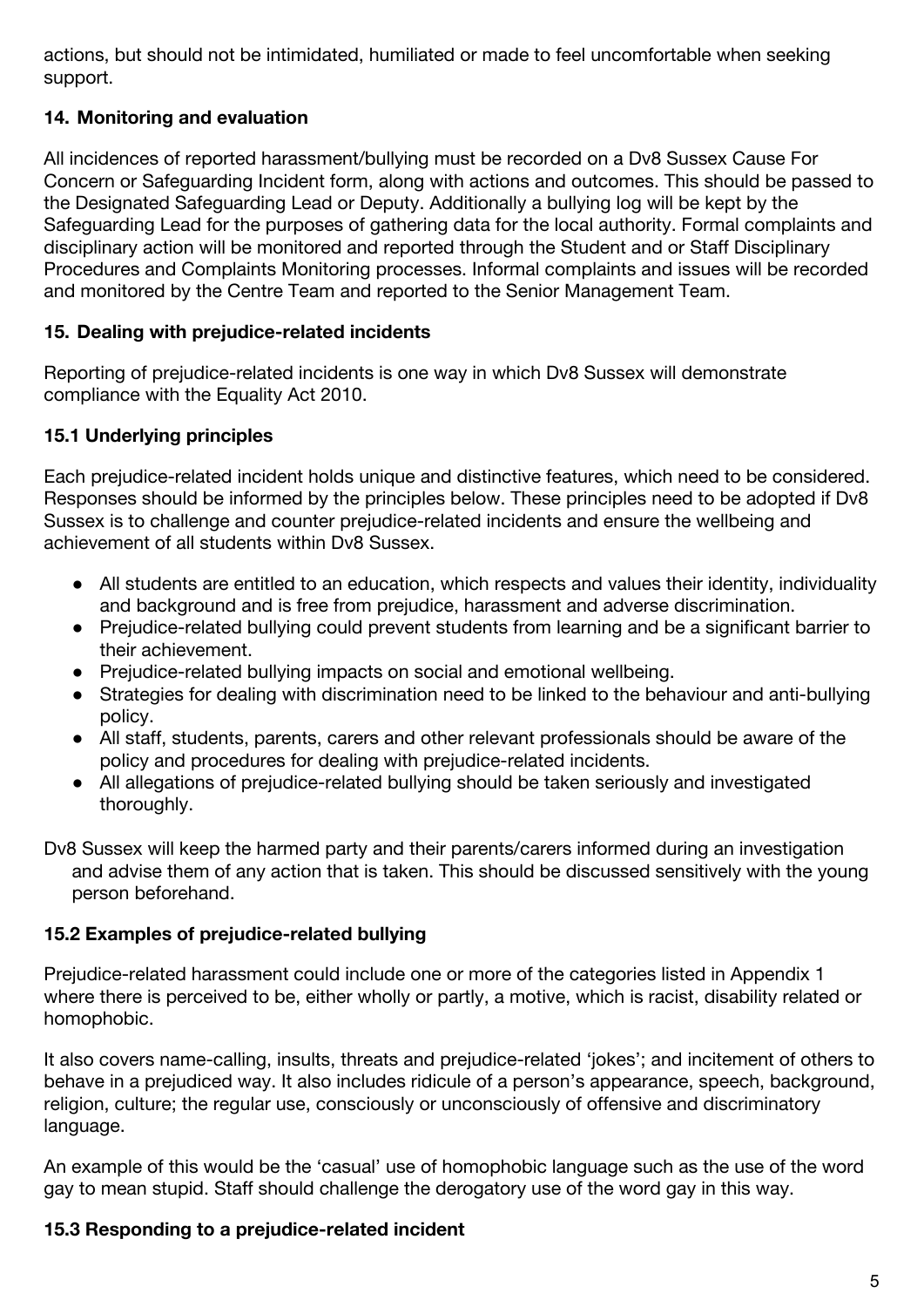actions, but should not be intimidated, humiliated or made to feel uncomfortable when seeking support.

## 14. Monitoring and evaluation

All incidences of reported harassment/bullying must be recorded on a Dv8 Sussex Cause For Concern or Safeguarding Incident form, along with actions and outcomes. This should be passed to the Designated Safeguarding Lead or Deputy. Additionally a bullying log will be kept by the Safeguarding Lead for the purposes of gathering data for the local authority. Formal complaints and disciplinary action will be monitored and reported through the Student and or Staff Disciplinary Procedures and Complaints Monitoring processes. Informal complaints and issues will be recorded and monitored by the Centre Team and reported to the Senior Management Team.

## 15. Dealing with prejudice-related incidents

Reporting of prejudice-related incidents is one way in which Dv8 Sussex will demonstrate compliance with the Equality Act 2010.

### 15.1 Underlying principles

Each prejudice-related incident holds unique and distinctive features, which need to be considered. Responses should be informed by the principles below. These principles need to be adopted if Dv8 Sussex is to challenge and counter prejudice-related incidents and ensure the wellbeing and achievement of all students within Dv8 Sussex.

- All students are entitled to an education, which respects and values their identity, individuality and background and is free from prejudice, harassment and adverse discrimination.
- Prejudice-related bullying could prevent students from learning and be a significant barrier to their achievement.
- Prejudice-related bullying impacts on social and emotional wellbeing.
- Strategies for dealing with discrimination need to be linked to the behaviour and anti-bullying policy.
- All staff, students, parents, carers and other relevant professionals should be aware of the policy and procedures for dealing with prejudice-related incidents.
- All allegations of prejudice-related bullying should be taken seriously and investigated thoroughly.

Dv8 Sussex will keep the harmed party and their parents/carers informed during an investigation and advise them of any action that is taken. This should be discussed sensitively with the young person beforehand.

### 15.2 Examples of prejudice-related bullying

Prejudice-related harassment could include one or more of the categories listed in Appendix 1 where there is perceived to be, either wholly or partly, a motive, which is racist, disability related or homophobic.

It also covers name-calling, insults, threats and prejudice-related 'jokes'; and incitement of others to behave in a prejudiced way. It also includes ridicule of a person's appearance, speech, background, religion, culture; the regular use, consciously or unconsciously of offensive and discriminatory language.

An example of this would be the 'casual' use of homophobic language such as the use of the word gay to mean stupid. Staff should challenge the derogatory use of the word gay in this way.

### 15.3 Responding to a prejudice-related incident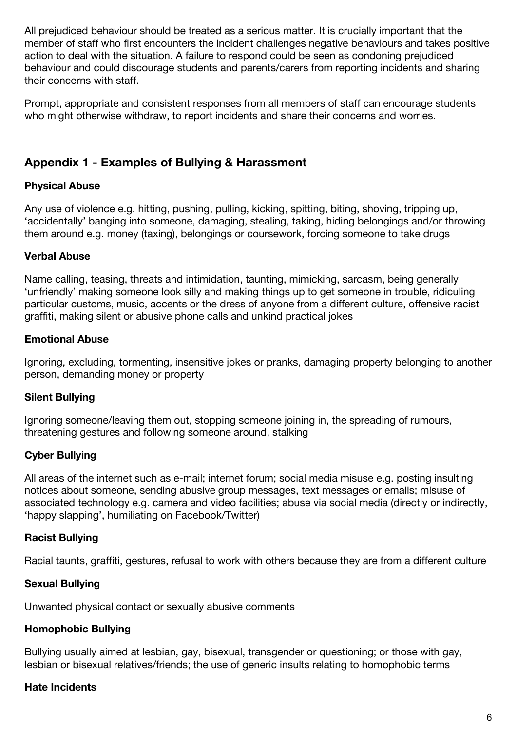All prejudiced behaviour should be treated as a serious matter. It is crucially important that the member of staff who first encounters the incident challenges negative behaviours and takes positive action to deal with the situation. A failure to respond could be seen as condoning prejudiced behaviour and could discourage students and parents/carers from reporting incidents and sharing their concerns with staff.

Prompt, appropriate and consistent responses from all members of staff can encourage students who might otherwise withdraw, to report incidents and share their concerns and worries.

## Appendix 1 - Examples of Bullying & Harassment

**Physical Abuse**

Any use of violence e.g. hitting, pushing, pulling, kicking, spitting, biting, shoving, tripping up, 'accidentally' banging into someone, damaging, stealing, taking, hiding belongings and/or throwing them around e.g. money (taxing), belongings or coursework, forcing someone to take drugs

**Verbal Abuse**

Name calling, teasing, threats and intimidation, taunting, mimicking, sarcasm, being generally 'unfriendly' making someone look silly and making things up to get someone in trouble, ridiculing particular customs, music, accents or the dress of anyone from a different culture, offensive racist graffiti, making silent or abusive phone calls and unkind practical jokes

**Emotional Abuse**

Ignoring, excluding, tormenting, insensitive jokes or pranks, damaging property belonging to another person, demanding money or property

**Silent Bullying**

Ignoring someone/leaving them out, stopping someone joining in, the spreading of rumours, threatening gestures and following someone around, stalking

**Cyber Bullying**

All areas of the internet such as e-mail; internet forum; social media misuse e.g. posting insulting notices about someone, sending abusive group messages, text messages or emails; misuse of associated technology e.g. camera and video facilities; abuse via social media (directly or indirectly, 'happy slapping', humiliating on Facebook/Twitter)

**Racist Bullying**

Racial taunts, graffiti, gestures, refusal to work with others because they are from a different culture

**Sexual Bullying**

Unwanted physical contact or sexually abusive comments

**Homophobic Bullying**

Bullying usually aimed at lesbian, gay, bisexual, transgender or questioning; or those with gay, lesbian or bisexual relatives/friends; the use of generic insults relating to homophobic terms

**Hate Incidents**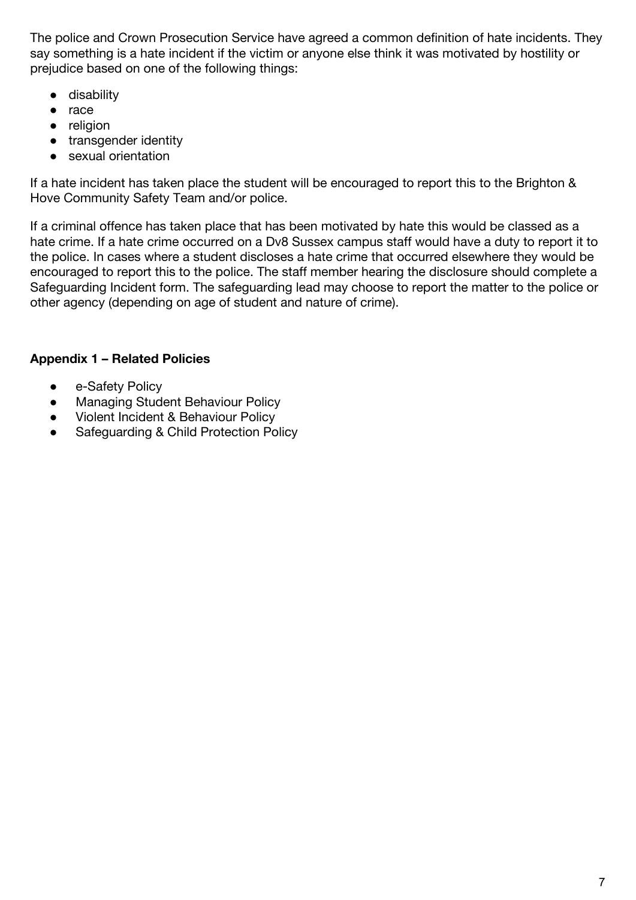The police and Crown Prosecution Service have agreed a common definition of hate incidents. They say something is a hate incident if the victim or anyone else think it was motivated by hostility or prejudice based on one of the following things:

- disability
- race
- religion
- transgender identity
- sexual orientation

If a hate incident has taken place the student will be encouraged to report this to the Brighton & Hove Community Safety Team and/or police.

If a criminal offence has taken place that has been motivated by hate this would be classed as a hate crime. If a hate crime occurred on a Dv8 Sussex campus staff would have a duty to report it to the police. In cases where a student discloses a hate crime that occurred elsewhere they would be encouraged to report this to the police. The staff member hearing the disclosure should complete a Safeguarding Incident form. The safeguarding lead may choose to report the matter to the police or other agency (depending on age of student and nature of crime).

**Appendix 1 – Related Policies**

- e-Safety Policy
- Managing Student Behaviour Policy
- Violent Incident & Behaviour Policy
- Safeguarding & Child Protection Policy